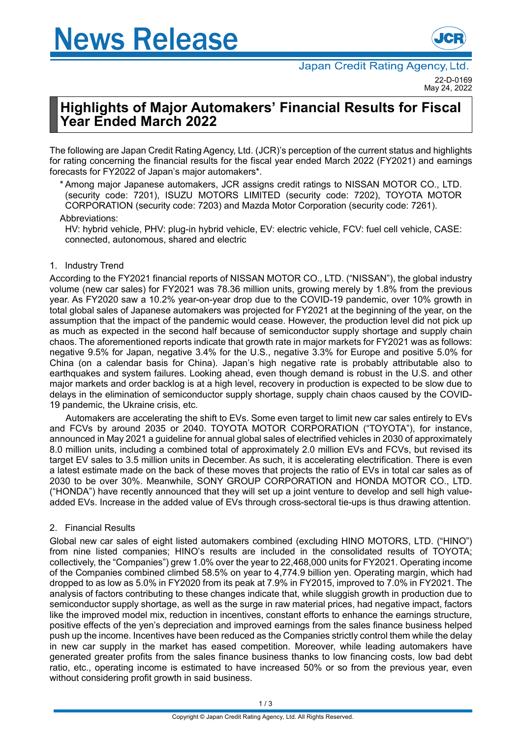# News Release

Japan Credit Rating Agency, Ltd.

22-D-0169
May 24, 2022

## Highlights of Major Automakers' Financial Results for Fiscal Year Ended March 2022

The following are Japan Credit Rating Agency, Ltd. (JCR)'s perception of the current status and highlights for rating concerning the financial results for the fiscal year ended March 2022 (FY2021) and earnings forecasts for FY2022 of Japan's major automakers*.

\* Among major Japanese automakers, JCR assigns credit ratings to NISSAN MOTOR CO., LTD. (security code: 7201), ISUZU MOTORS LIMITED (security code: 7202), TOYOTA MOTOR CORPORATION (security code: 7203) and Mazda Motor Corporation (security code: 7261).

Abbreviations:

HV: hybrid vehicle, PHV: plug-in hybrid vehicle, EV: electric vehicle, FCV: fuel cell vehicle, CASE: connected, autonomous, shared and electric

### 1. Industry Trend

According to the FY2021 financial reports of NISSAN MOTOR CO., LTD. ("NISSAN"), the global industry volume (new car sales) for FY2021 was 78.36 million units, growing merely by 1.8% from the previous year. As FY2020 saw a 10.2% year-on-year drop due to the COVID-19 pandemic, over 10% growth in total global sales of Japanese automakers was projected for FY2021 at the beginning of the year, on the assumption that the impact of the pandemic would cease. However, the production level did not pick up as much as expected in the second half because of semiconductor supply shortage and supply chain chaos. The aforementioned reports indicate that growth rate in major markets for FY2021 was as follows: negative 9.5% for Japan, negative 3.4% for the U.S., negative 3.3% for Europe and positive 5.0% for China (on a calendar basis for China). Japan's high negative rate is probably attributable also to earthquakes and system failures. Looking ahead, even though demand is robust in the U.S. and other major markets and order backlog is at a high level, recovery in production is expected to be slow due to delays in the elimination of semiconductor supply shortage, supply chain chaos caused by the COVID-19 pandemic, the Ukraine crisis, etc.

Automakers are accelerating the shift to EVs. Some even target to limit new car sales entirely to EVs and FCVs by around 2035 or 2040. TOYOTA MOTOR CORPORATION ("TOYOTA"), for instance, announced in May 2021 a guideline for annual global sales of electrified vehicles in 2030 of approximately 8.0 million units, including a combined total of approximately 2.0 million EVs and FCVs, but revised its target EV sales to 3.5 million units in December. As such, it is accelerating electrification. There is even a latest estimate made on the back of these moves that projects the ratio of EVs in total car sales as of 2030 to be over 30%. Meanwhile, SONY GROUP CORPORATION and HONDA MOTOR CO., LTD. ("HONDA") have recently announced that they will set up a joint venture to develop and sell high value-added EVs. Increase in the added value of EVs through cross-sectoral tie-ups is thus drawing attention.

### 2. Financial Results

Global new car sales of eight listed automakers combined (excluding HINO MOTORS, LTD. ("HINO") from nine listed companies; HINO's results are included in the consolidated results of TOYOTA; collectively, the "Companies") grew 1.0% over the year to 22,468,000 units for FY2021. Operating income of the Companies combined climbed 58.5% on year to 4,774.9 billion yen. Operating margin, which had dropped to as low as 5.0% in FY2020 from its peak at 7.9% in FY2015, improved to 7.0% in FY2021. The analysis of factors contributing to these changes indicate that, while sluggish growth in production due to semiconductor supply shortage, as well as the surge in raw material prices, had negative impact, factors like the improved model mix, reduction in incentives, constant efforts to enhance the earnings structure, positive effects of the yen's depreciation and improved earnings from the sales finance business helped push up the income. Incentives have been reduced as the Companies strictly control them while the delay in new car supply in the market has eased competition. Moreover, while leading automakers have generated greater profits from the sales finance business thanks to low financing costs, low bad debt ratio, etc., operating income is estimated to have increased 50% or so from the previous year, even without considering profit growth in said business.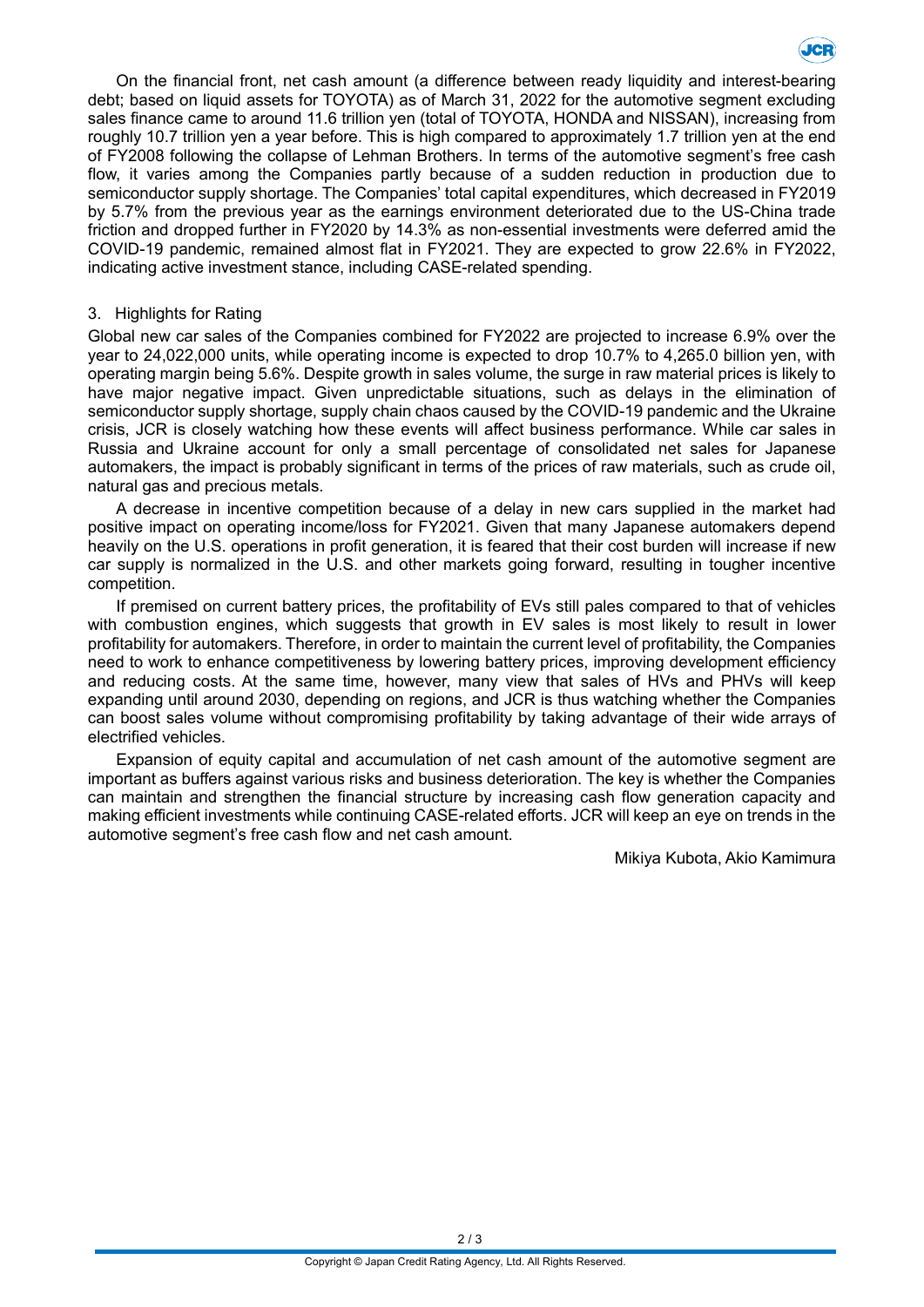On the financial front, net cash amount (a difference between ready liquidity and interest-bearing debt; based on liquid assets for TOYOTA) as of March 31, 2022 for the automotive segment excluding sales finance came to around 11.6 trillion yen (total of TOYOTA, HONDA and NISSAN), increasing from roughly 10.7 trillion yen a year before. This is high compared to approximately 1.7 trillion yen at the end of FY2008 following the collapse of Lehman Brothers. In terms of the automotive segment's free cash flow, it varies among the Companies partly because of a sudden reduction in production due to semiconductor supply shortage. The Companies' total capital expenditures, which decreased in FY2019 by 5.7% from the previous year as the earnings environment deteriorated due to the US-China trade friction and dropped further in FY2020 by 14.3% as non-essential investments were deferred amid the COVID-19 pandemic, remained almost flat in FY2021. They are expected to grow 22.6% in FY2022, indicating active investment stance, including CASE-related spending.

## 3. Highlights for Rating

Global new car sales of the Companies combined for FY2022 are projected to increase 6.9% over the year to 24,022,000 units, while operating income is expected to drop 10.7% to 4,265.0 billion yen, with operating margin being 5.6%. Despite growth in sales volume, the surge in raw material prices is likely to have major negative impact. Given unpredictable situations, such as delays in the elimination of semiconductor supply shortage, supply chain chaos caused by the COVID-19 pandemic and the Ukraine crisis, JCR is closely watching how these events will affect business performance. While car sales in Russia and Ukraine account for only a small percentage of consolidated net sales for Japanese automakers, the impact is probably significant in terms of the prices of raw materials, such as crude oil, natural gas and precious metals.

A decrease in incentive competition because of a delay in new cars supplied in the market had positive impact on operating income/loss for FY2021. Given that many Japanese automakers depend heavily on the U.S. operations in profit generation, it is feared that their cost burden will increase if new car supply is normalized in the U.S. and other markets going forward, resulting in tougher incentive competition.

If premised on current battery prices, the profitability of EVs still pales compared to that of vehicles with combustion engines, which suggests that growth in EV sales is most likely to result in lower profitability for automakers. Therefore, in order to maintain the current level of profitability, the Companies need to work to enhance competitiveness by lowering battery prices, improving development efficiency and reducing costs. At the same time, however, many view that sales of HVs and PHVs will keep expanding until around 2030, depending on regions, and JCR is thus watching whether the Companies can boost sales volume without compromising profitability by taking advantage of their wide arrays of electrified vehicles.

Expansion of equity capital and accumulation of net cash amount of the automotive segment are important as buffers against various risks and business deterioration. The key is whether the Companies can maintain and strengthen the financial structure by increasing cash flow generation capacity and making efficient investments while continuing CASE-related efforts. JCR will keep an eye on trends in the automotive segment's free cash flow and net cash amount.

Mikiya Kubota, Akio Kamimura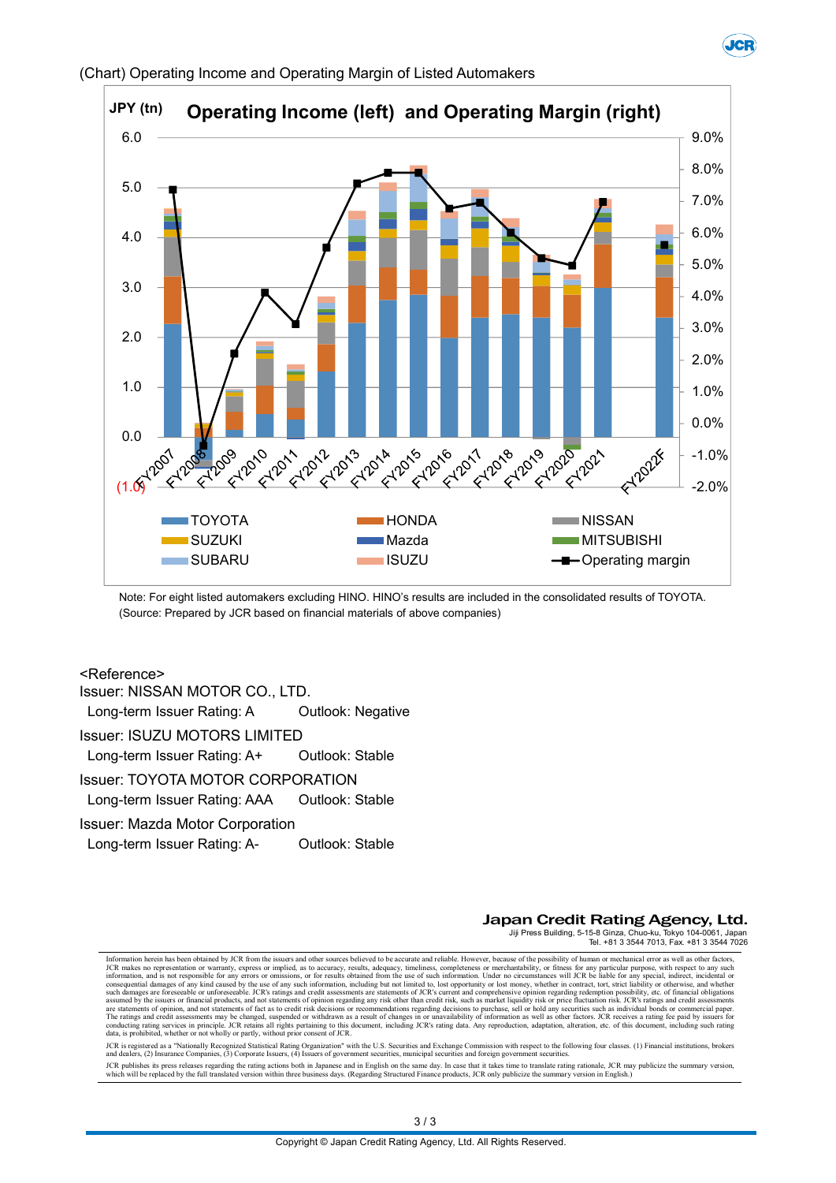(Chart) Operating Income and Operating Margin of Listed Automakers

JPY (tn)

Operating Income (left) and Operating Margin (right)

6.0
5.0
4.0
3.0
2.0
1.0
0.0
(1.0)

9.0%
8.0%
7.0%
6.0%
5.0%
4.0%
3.0%
2.0%
1.0%
0.0%
-1.0%
-2.0%

FY2007 FY2008 FY2009 FY2010 FY2011 FY2012 FY2013 FY2014 FY2015 FY2016 FY2017 FY2018 FY2019 FY2020 FY2021 FY2022F

TOYOTA
HONDA
NISSAN
SUZUKI
Mazda
MITSUBISHI
SUBARU
ISUZU
Operating margin

Note: For eight listed automakers excluding HINO. HINO's results are included in the consolidated results of TOYOTA.
(Source: Prepared by JCR based on financial materials of above companies)

<Reference>

Issuer: NISSAN MOTOR CO., LTD.
Long-term Issuer Rating: A Outlook: Negative

Issuer: ISUZU MOTORS LIMITED
Long-term Issuer Rating: A+ Outlook: Stable

Issuer: TOYOTA MOTOR CORPORATION
Long-term Issuer Rating: AAA Outlook: Stable

Issuer: Mazda Motor Corporation
Long-term Issuer Rating: A- Outlook: Stable

**Japan Credit Rating Agency, Ltd.**
Jiji Press Building, 5-15-8 Ginza, Chuo-ku, Tokyo 104-0061, Japan
Tel. +81 3 3544 7013, Fax. +81 3 3544 7026

Information herein has been obtained by JCR from the issuers and other sources believed to be accurate and reliable. However, because of the possibility of human or mechanical error as well as other factors, JCR makes no representation or warranty, express or implied, as to accuracy, results, adequacy, timeliness, completeness or merchantability, or fitness for any particular purpose, with respect to any such information, and is not responsible for any errors or omissions, or for results obtained from the use of such information. Under no circumstances will JCR be liable for any special, indirect, incidental or consequential damages of any kind caused by the use of any such information, including but not limited to, lost opportunity or lost money, whether in contract, tort, strict liability or otherwise, and whether such damages are foreseeable or unforeseeable. JCR's ratings and credit assessments are statements of JCR's current and comprehensive opinion regarding redemption possibility, etc. of financial obligations assumed by the issuers or financial products, and not statements of opinion regarding any risk other than credit risk, such as market liquidity risk or price fluctuation risk. JCR's ratings and credit assessments are statements of opinion, and not statements of fact as to credit risk decisions or recommendations regarding decisions to purchase, sell or hold any securities such as individual bonds or commercial paper. The ratings and credit assessments may be changed, suspended or withdrawn as a result of changes in or unavailability of information as well as other factors. JCR receives a rating fee paid by issuers for conducting rating services in principle. JCR retains all rights pertaining to this document, including JCR's rating data. Any reproduction, adaptation, alteration, etc. of this document, including such rating data, is prohibited, whether or not wholly or partly, without prior consent of JCR.

JCR is registered as a "Nationally Recognized Statistical Rating Organization" with the U.S. Securities and Exchange Commission with respect to the following four classes. (1) Financial institutions, brokers and dealers, (2) Insurance Companies, (3) Corporate Issuers, (4) Issuers of government securities, municipal securities and foreign government securities.

JCR publishes its press releases regarding the rating actions both in Japanese and in English on the same day. In case that it takes time to translate rating rationale, JCR may publicize the summary version, which will be replaced by the full translated version within three business days. (Regarding Structured Finance products, JCR only publicize the summary version in English.)

Copyright © Japan Credit Rating Agency, Ltd. All Rights Reserved.